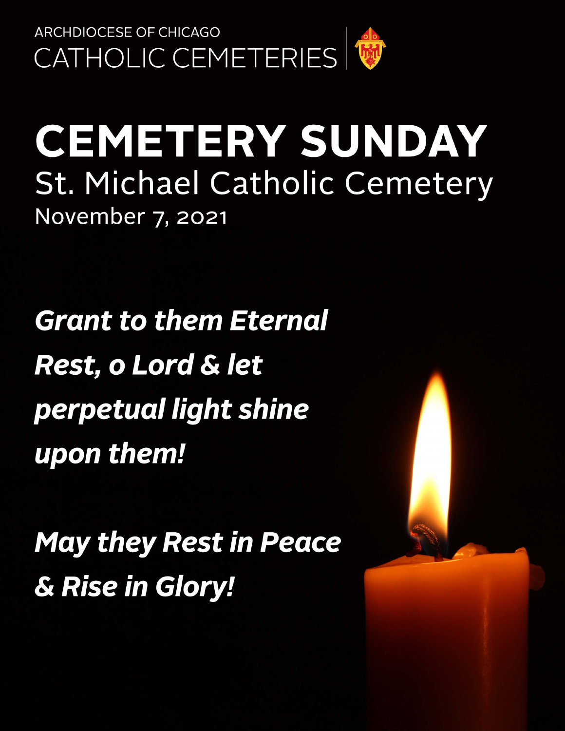ARCHDIOCESE OF CHICAGO

CATHOLIC CEMETERIES

# CEMETERY SUNDAY

## St. Michael Catholic Cemetery

November 7, 2021

***Grant to them Eternal Rest, o Lord & let perpetual light shine upon them!***

***May they Rest in Peace & Rise in Glory!***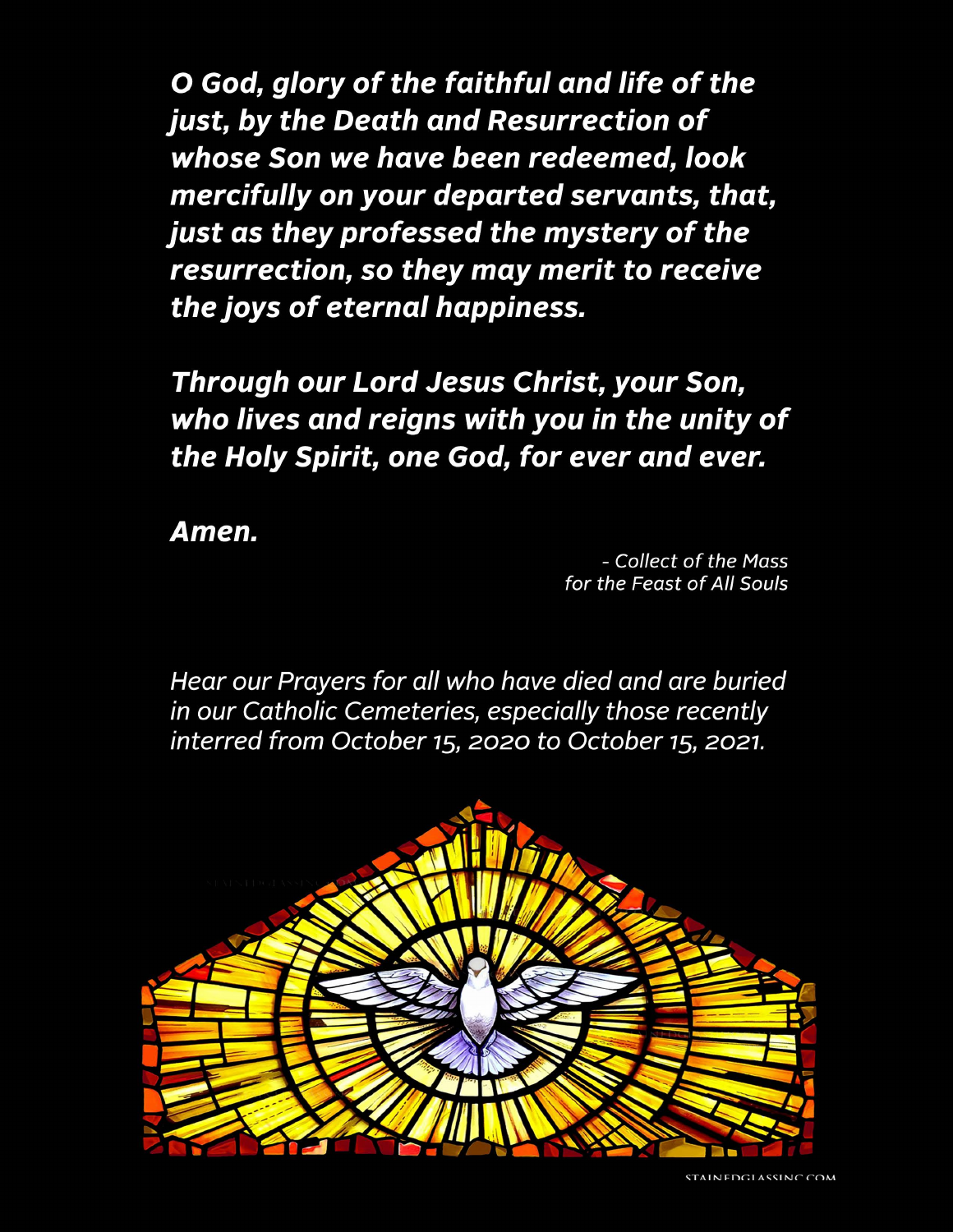***O God, glory of the faithful and life of the just, by the Death and Resurrection of whose Son we have been redeemed, look mercifully on your departed servants, that, just as they professed the mystery of the resurrection, so they may merit to receive the joys of eternal happiness.***

***Through our Lord Jesus Christ, your Son, who lives and reigns with you in the unity of the Holy Spirit, one God, for ever and ever.***

***Amen.***

*- Collect of the Mass for the Feast of All Souls*

*Hear our Prayers for all who have died and are buried in our Catholic Cemeteries, especially those recently interred from October 15, 2020 to October 15, 2021.*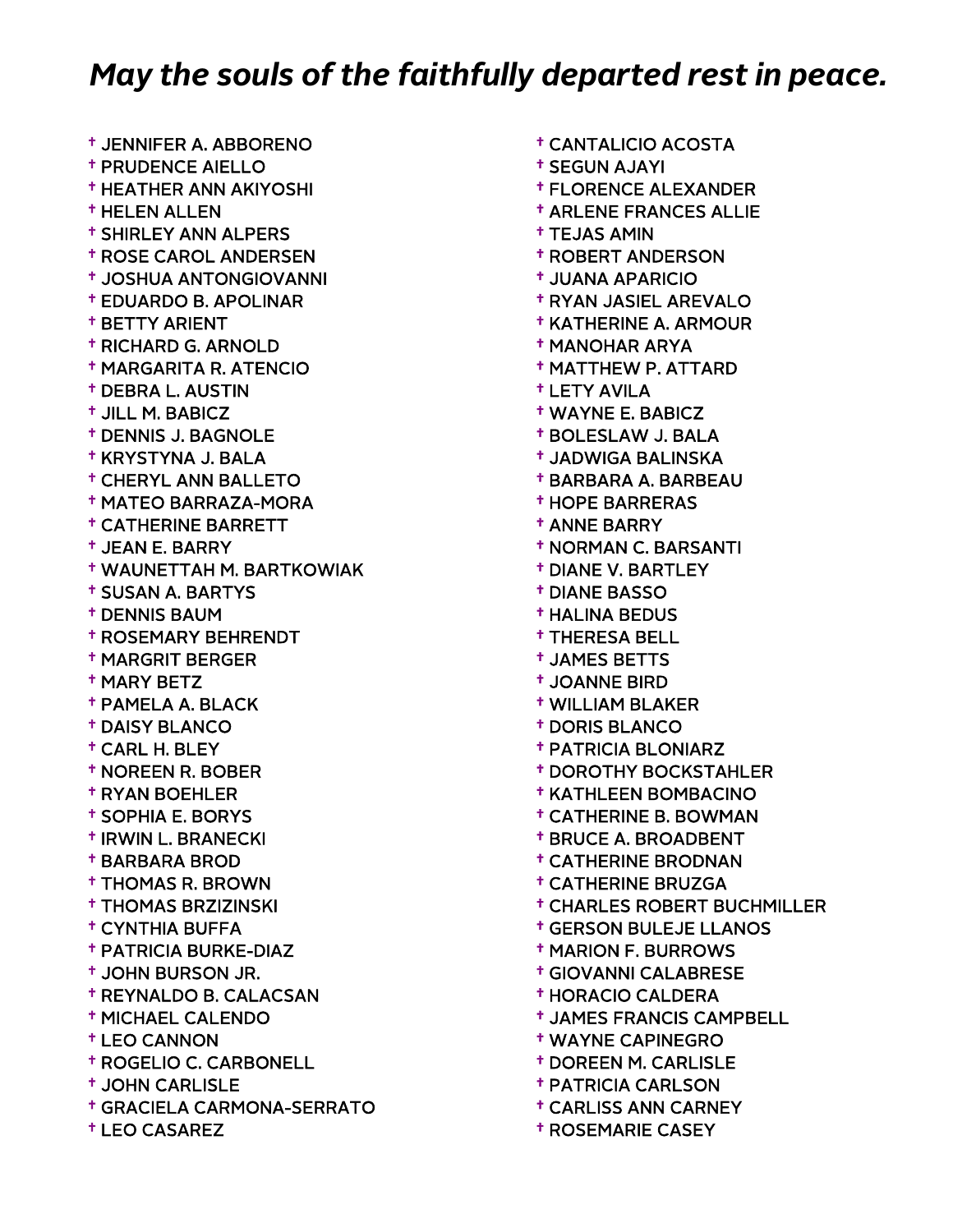# *May the souls of the faithfully departed rest in peace.*

- † JENNIFER A. ABBORENO
- † PRUDENCE AIELLO
- † HEATHER ANN AKIYOSHI
- † HELEN ALLEN
- † SHIRLEY ANN ALPERS
- † ROSE CAROL ANDERSEN
- † JOSHUA ANTONGIOVANNI
- † EDUARDO B. APOLINAR
- † BETTY ARIENT
- † RICHARD G. ARNOLD
- † MARGARITA R. ATENCIO
- † DEBRA L. AUSTIN
- † JILL M. BABICZ
- † DENNIS J. BAGNOLE
- † KRYSTYNA J. BALA
- † CHERYL ANN BALLETO
- † MATEO BARRAZA-MORA
- † CATHERINE BARRETT
- † JEAN E. BARRY
- † WAUNETTAH M. BARTKOWIAK
- † SUSAN A. BARTYS
- † DENNIS BAUM
- † ROSEMARY BEHRENDT
- † MARGRIT BERGER
- † MARY BETZ
- † PAMELA A. BLACK
- † DAISY BLANCO
- † CARL H. BLEY
- † NOREEN R. BOBER
- † RYAN BOEHLER
- † SOPHIA E. BORYS
- † IRWIN L. BRANECKI
- † BARBARA BROD
- † THOMAS R. BROWN
- † THOMAS BRZIZINSKI
- † CYNTHIA BUFFA
- † PATRICIA BURKE-DIAZ
- † JOHN BURSON JR.
- † REYNALDO B. CALACSAN
- † MICHAEL CALENDO
- † LEO CANNON
- † ROGELIO C. CARBONELL
- † JOHN CARLISLE
- † GRACIELA CARMONA-SERRATO
- † LEO CASAREZ
- † CANTALICIO ACOSTA
- † SEGUN AJAYI
- † FLORENCE ALEXANDER
- † ARLENE FRANCES ALLIE
- † TEJAS AMIN
- † ROBERT ANDERSON
- † JUANA APARICIO
- † RYAN JASIEL AREVALO
- † KATHERINE A. ARMOUR
- † MANOHAR ARYA
- † MATTHEW P. ATTARD
- † LETY AVILA
- † WAYNE E. BABICZ
- † BOLESLAW J. BALA
- † JADWIGA BALINSKA
- † BARBARA A. BARBEAU
- † HOPE BARRERAS
- † ANNE BARRY
- † NORMAN C. BARSANTI
- † DIANE V. BARTLEY
- † DIANE BASSO
- † HALINA BEDUS
- † THERESA BELL
- † JAMES BETTS
- † JOANNE BIRD
- † WILLIAM BLAKER
- † DORIS BLANCO
- † PATRICIA BLONIARZ
- † DOROTHY BOCKSTAHLER
- † KATHLEEN BOMBACINO
- † CATHERINE B. BOWMAN
- † BRUCE A. BROADBENT
- † CATHERINE BRODNAN
- † CATHERINE BRUZGA
- † CHARLES ROBERT BUCHMILLER
- † GERSON BULEJE LLANOS
- † MARION F. BURROWS
- † GIOVANNI CALABRESE
- † HORACIO CALDERA
- † JAMES FRANCIS CAMPBELL
- † WAYNE CAPINEGRO
- † DOREEN M. CARLISLE
- † PATRICIA CARLSON
- † CARLISS ANN CARNEY
- † ROSEMARIE CASEY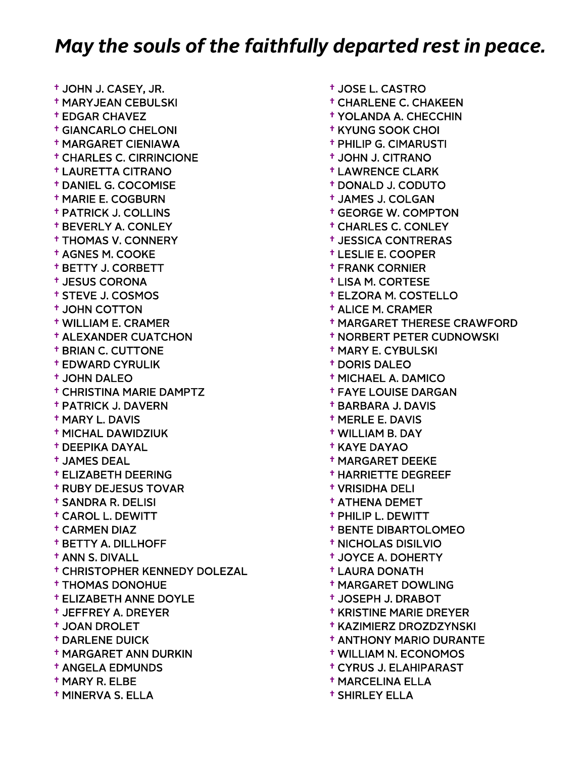## *May the souls of the faithfully departed rest in peace.*

- † JOHN J. CASEY, JR.
- † MARYJEAN CEBULSKI
- † EDGAR CHAVEZ
- † GIANCARLO CHELONI
- † MARGARET CIENIAWA
- † CHARLES C. CIRRINCIONE
- † LAURETTA CITRANO
- † DANIEL G. COCOMISE
- † MARIE E. COGBURN
- † PATRICK J. COLLINS
- † BEVERLY A. CONLEY
- † THOMAS V. CONNERY
- † AGNES M. COOKE
- † BETTY J. CORBETT
- † JESUS CORONA
- † STEVE J. COSMOS
- † JOHN COTTON
- † WILLIAM E. CRAMER
- † ALEXANDER CUATCHON
- † BRIAN C. CUTTONE
- † EDWARD CYRULIK
- † JOHN DALEO
- † CHRISTINA MARIE DAMPTZ
- † PATRICK J. DAVERN
- † MARY L. DAVIS
- † MICHAL DAWIDZIUK
- † DEEPIKA DAYAL
- † JAMES DEAL
- † ELIZABETH DEERING
- † RUBY DEJESUS TOVAR
- † SANDRA R. DELISI
- † CAROL L. DEWITT
- † CARMEN DIAZ
- † BETTY A. DILLHOFF
- † ANN S. DIVALL
- † CHRISTOPHER KENNEDY DOLEZAL
- † THOMAS DONOHUE
- † ELIZABETH ANNE DOYLE
- † JEFFREY A. DREYER
- † JOAN DROLET
- † DARLENE DUICK
- † MARGARET ANN DURKIN
- † ANGELA EDMUNDS
- † MARY R. ELBE
- † MINERVA S. ELLA
- † JOSE L. CASTRO
- † CHARLENE C. CHAKEEN
- † YOLANDA A. CHECCHIN
- † KYUNG SOOK CHOI
- † PHILIP G. CIMARUSTI
- † JOHN J. CITRANO
- † LAWRENCE CLARK
- † DONALD J. CODUTO
- † JAMES J. COLGAN
- † GEORGE W. COMPTON
- † CHARLES C. CONLEY
- † JESSICA CONTRERAS
- † LESLIE E. COOPER
- † FRANK CORNIER
- † LISA M. CORTESE
- † ELZORA M. COSTELLO
- † ALICE M. CRAMER
- † MARGARET THERESE CRAWFORD
- † NORBERT PETER CUDNOWSKI
- † MARY E. CYBULSKI
- † DORIS DALEO
- † MICHAEL A. DAMICO
- † FAYE LOUISE DARGAN
- † BARBARA J. DAVIS
- † MERLE E. DAVIS
- † WILLIAM B. DAY
- † KAYE DAYAO
- † MARGARET DEEKE
- † HARRIETTE DEGREEF
- † VRISIDHA DELI
- † ATHENA DEMET
- † PHILIP L. DEWITT
- † BENTE DIBARTOLOMEO
- † NICHOLAS DISILVIO
- † JOYCE A. DOHERTY
- † LAURA DONATH
- † MARGARET DOWLING
- † JOSEPH J. DRABOT
- † KRISTINE MARIE DREYER
- † KAZIMIERZ DROZDZYNSKI
- † ANTHONY MARIO DURANTE
- † WILLIAM N. ECONOMOS
- † CYRUS J. ELAHIPARAST
- † MARCELINA ELLA
- † SHIRLEY ELLA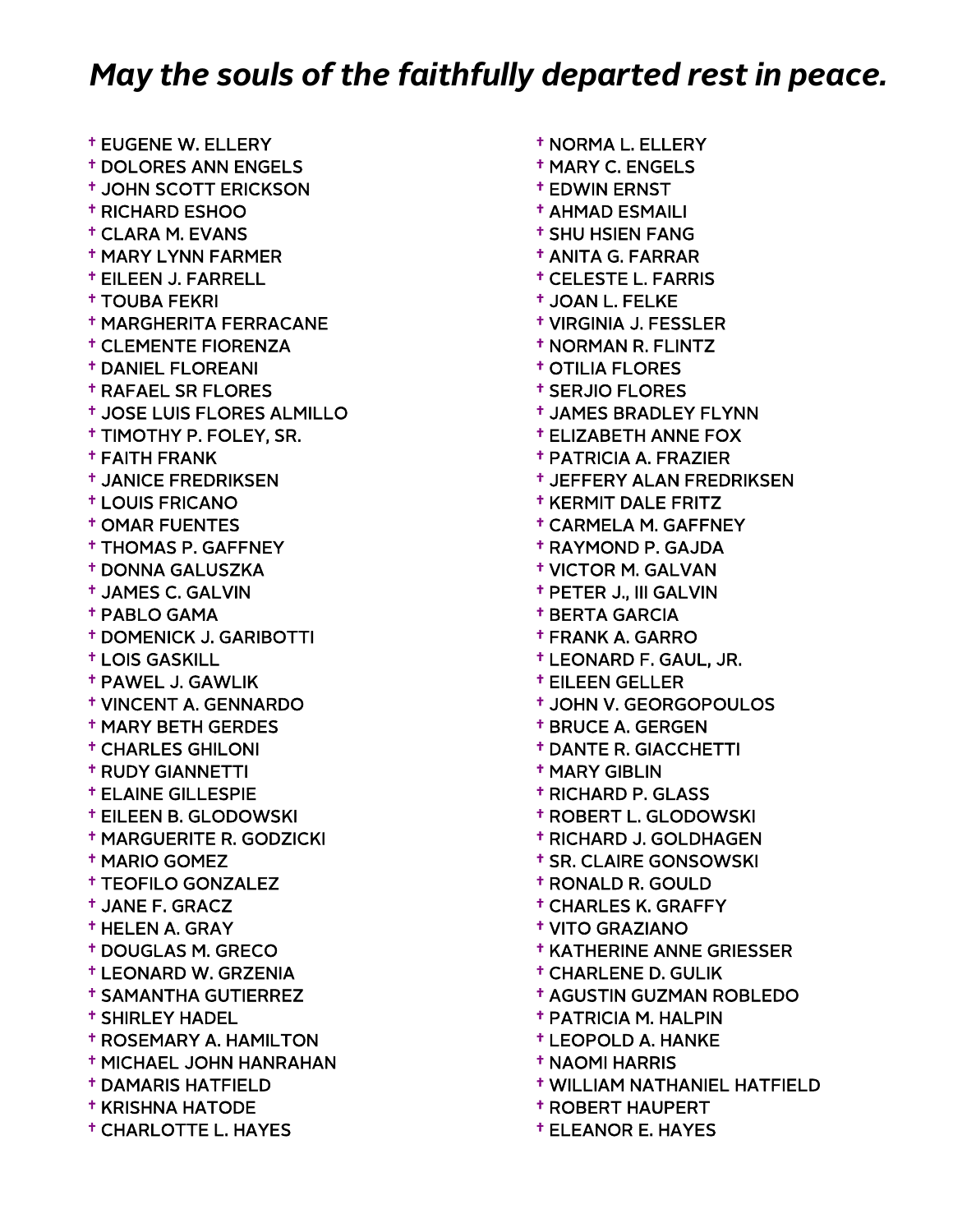## *May the souls of the faithfully departed rest in peace.*

- † EUGENE W. ELLERY
- † DOLORES ANN ENGELS
- † JOHN SCOTT ERICKSON
- † RICHARD ESHOO
- † CLARA M. EVANS
- † MARY LYNN FARMER
- † EILEEN J. FARRELL
- † TOUBA FEKRI
- † MARGHERITA FERRACANE
- † CLEMENTE FIORENZA
- † DANIEL FLOREANI
- † RAFAEL SR FLORES
- † JOSE LUIS FLORES ALMILLO
- † TIMOTHY P. FOLEY, SR.
- † FAITH FRANK
- † JANICE FREDRIKSEN
- † LOUIS FRICANO
- † OMAR FUENTES
- † THOMAS P. GAFFNEY
- † DONNA GALUSZKA
- † JAMES C. GALVIN
- † PABLO GAMA
- † DOMENICK J. GARIBOTTI
- † LOIS GASKILL
- † PAWEL J. GAWLIK
- † VINCENT A. GENNARDO
- † MARY BETH GERDES
- † CHARLES GHILONI
- † RUDY GIANNETTI
- † ELAINE GILLESPIE
- † EILEEN B. GLODOWSKI
- † MARGUERITE R. GODZICKI
- † MARIO GOMEZ
- † TEOFILO GONZALEZ
- † JANE F. GRACZ
- † HELEN A. GRAY
- † DOUGLAS M. GRECO
- † LEONARD W. GRZENIA
- † SAMANTHA GUTIERREZ
- † SHIRLEY HADEL
- † ROSEMARY A. HAMILTON
- † MICHAEL JOHN HANRAHAN
- † DAMARIS HATFIELD
- † KRISHNA HATODE
- † CHARLOTTE L. HAYES
- † NORMA L. ELLERY
- † MARY C. ENGELS
- † EDWIN ERNST
- † AHMAD ESMAILI
- † SHU HSIEN FANG
- † ANITA G. FARRAR
- † CELESTE L. FARRIS
- † JOAN L. FELKE
- † VIRGINIA J. FESSLER
- † NORMAN R. FLINTZ
- † OTILIA FLORES
- † SERJIO FLORES
- † JAMES BRADLEY FLYNN
- † ELIZABETH ANNE FOX
- † PATRICIA A. FRAZIER
- † JEFFERY ALAN FREDRIKSEN
- † KERMIT DALE FRITZ
- † CARMELA M. GAFFNEY
- † RAYMOND P. GAJDA
- † VICTOR M. GALVAN
- † PETER J., III GALVIN
- † BERTA GARCIA
- † FRANK A. GARRO
- † LEONARD F. GAUL, JR.
- † EILEEN GELLER
- † JOHN V. GEORGOPOULOS
- † BRUCE A. GERGEN
- † DANTE R. GIACCHETTI
- † MARY GIBLIN
- † RICHARD P. GLASS
- † ROBERT L. GLODOWSKI
- † RICHARD J. GOLDHAGEN
- † SR. CLAIRE GONSOWSKI
- † RONALD R. GOULD
- † CHARLES K. GRAFFY
- † VITO GRAZIANO
- † KATHERINE ANNE GRIESSER
- † CHARLENE D. GULIK
- † AGUSTIN GUZMAN ROBLEDO
- † PATRICIA M. HALPIN
- † LEOPOLD A. HANKE
- † NAOMI HARRIS
- † WILLIAM NATHANIEL HATFIELD
- † ROBERT HAUPERT
- † ELEANOR E. HAYES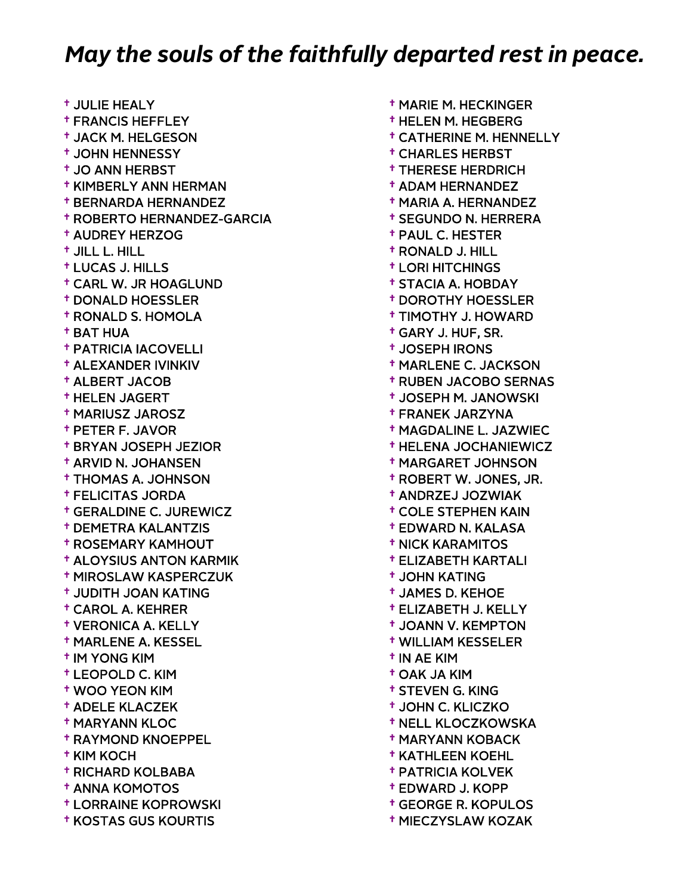## *May the souls of the faithfully departed rest in peace.*

- † JULIE HEALY
- † FRANCIS HEFFLEY
- † JACK M. HELGESON
- † JOHN HENNESSY
- † JO ANN HERBST
- † KIMBERLY ANN HERMAN
- † BERNARDA HERNANDEZ
- † ROBERTO HERNANDEZ-GARCIA
- † AUDREY HERZOG
- † JILL L. HILL
- † LUCAS J. HILLS
- † CARL W. JR HOAGLUND
- † DONALD HOESSLER
- † RONALD S. HOMOLA
- † BAT HUA
- † PATRICIA IACOVELLI
- † ALEXANDER IVINKIV
- † ALBERT JACOB
- † HELEN JAGERT
- † MARIUSZ JAROSZ
- † PETER F. JAVOR
- † BRYAN JOSEPH JEZIOR
- † ARVID N. JOHANSEN
- † THOMAS A. JOHNSON
- † FELICITAS JORDA
- † GERALDINE C. JUREWICZ
- † DEMETRA KALANTZIS
- † ROSEMARY KAMHOUT
- † ALOYSIUS ANTON KARMIK
- † MIROSLAW KASPERCZUK
- † JUDITH JOAN KATING
- † CAROL A. KEHRER
- † VERONICA A. KELLY
- † MARLENE A. KESSEL
- † IM YONG KIM
- † LEOPOLD C. KIM
- † WOO YEON KIM
- † ADELE KLACZEK
- † MARYANN KLOC
- † RAYMOND KNOEPPEL
- † KIM KOCH
- † RICHARD KOLBABA
- † ANNA KOMOTOS
- † LORRAINE KOPROWSKI
- † KOSTAS GUS KOURTIS
- † MARIE M. HECKINGER
- † HELEN M. HEGBERG
- † CATHERINE M. HENNELLY
- † CHARLES HERBST
- † THERESE HERDRICH
- † ADAM HERNANDEZ
- † MARIA A. HERNANDEZ
- † SEGUNDO N. HERRERA
- † PAUL C. HESTER
- † RONALD J. HILL
- † LORI HITCHINGS
- † STACIA A. HOBDAY
- † DOROTHY HOESSLER
- † TIMOTHY J. HOWARD
- † GARY J. HUF, SR.
- † JOSEPH IRONS
- † MARLENE C. JACKSON
- † RUBEN JACOBO SERNAS
- † JOSEPH M. JANOWSKI
- † FRANEK JARZYNA
- † MAGDALINE L. JAZWIEC
- † HELENA JOCHANIEWICZ
- † MARGARET JOHNSON
- † ROBERT W. JONES, JR.
- † ANDRZEJ JOZWIAK
- † COLE STEPHEN KAIN
- † EDWARD N. KALASA
- † NICK KARAMITOS
- † ELIZABETH KARTALI
- † JOHN KATING
- † JAMES D. KEHOE
- † ELIZABETH J. KELLY
- † JOANN V. KEMPTON
- † WILLIAM KESSELER
- † IN AE KIM
- † OAK JA KIM
- † STEVEN G. KING
- † JOHN C. KLICZKO
- † NELL KLOCZKOWSKA
- † MARYANN KOBACK
- † KATHLEEN KOEHL
- † PATRICIA KOLVEK
- † EDWARD J. KOPP
- † GEORGE R. KOPULOS
- † MIECZYSLAW KOZAK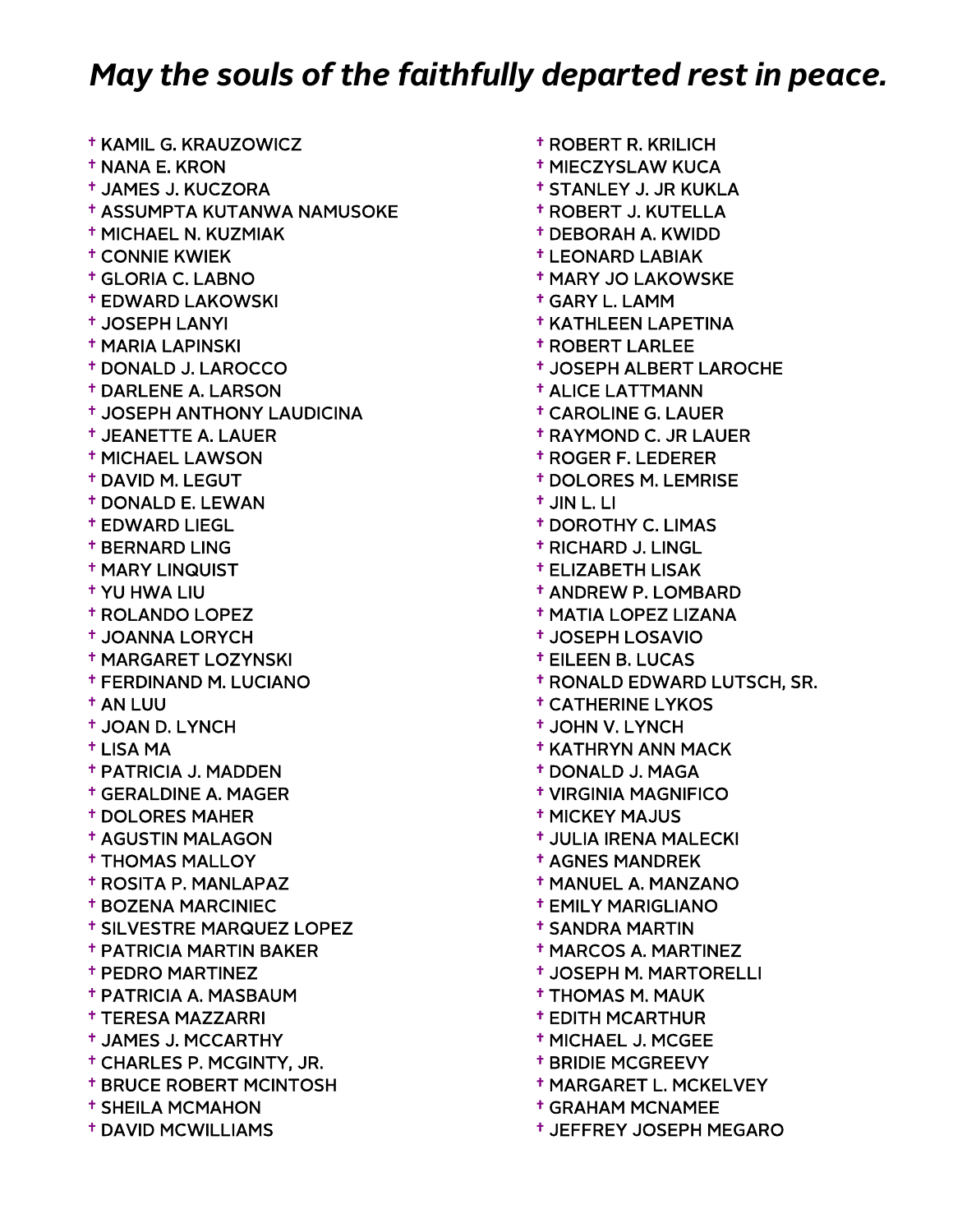# *May the souls of the faithfully departed rest in peace.*

- † KAMIL G. KRAUZOWICZ
- † NANA E. KRON
- † JAMES J. KUCZORA
- † ASSUMPTA KUTANWA NAMUSOKE
- † MICHAEL N. KUZMIAK
- † CONNIE KWIEK
- † GLORIA C. LABNO
- † EDWARD LAKOWSKI
- † JOSEPH LANYI
- † MARIA LAPINSKI
- † DONALD J. LAROCCO
- † DARLENE A. LARSON
- † JOSEPH ANTHONY LAUDICINA
- † JEANETTE A. LAUER
- † MICHAEL LAWSON
- † DAVID M. LEGUT
- † DONALD E. LEWAN
- † EDWARD LIEGL
- † BERNARD LING
- † MARY LINQUIST
- † YU HWA LIU
- † ROLANDO LOPEZ
- † JOANNA LORYCH
- † MARGARET LOZYNSKI
- † FERDINAND M. LUCIANO
- † AN LUU
- † JOAN D. LYNCH
- † LISA MA
- † PATRICIA J. MADDEN
- † GERALDINE A. MAGER
- † DOLORES MAHER
- † AGUSTIN MALAGON
- † THOMAS MALLOY
- † ROSITA P. MANLAPAZ
- † BOZENA MARCINIEC
- † SILVESTRE MARQUEZ LOPEZ
- † PATRICIA MARTIN BAKER
- † PEDRO MARTINEZ
- † PATRICIA A. MASBAUM
- † TERESA MAZZARRI
- † JAMES J. MCCARTHY
- † CHARLES P. MCGINTY, JR.
- † BRUCE ROBERT MCINTOSH
- † SHEILA MCMAHON
- † DAVID MCWILLIAMS
- † ROBERT R. KRILICH
- † MIECZYSLAW KUCA
- † STANLEY J. JR KUKLA
- † ROBERT J. KUTELLA
- † DEBORAH A. KWIDD
- † LEONARD LABIAK
- † MARY JO LAKOWSKE
- † GARY L. LAMM
- † KATHLEEN LAPETINA
- † ROBERT LARLEE
- † JOSEPH ALBERT LAROCHE
- † ALICE LATTMANN
- † CAROLINE G. LAUER
- † RAYMOND C. JR LAUER
- † ROGER F. LEDERER
- † DOLORES M. LEMRISE
- † JIN L. LI
- † DOROTHY C. LIMAS
- † RICHARD J. LINGL
- † ELIZABETH LISAK
- † ANDREW P. LOMBARD
- † MATIA LOPEZ LIZANA
- † JOSEPH LOSAVIO
- † EILEEN B. LUCAS
- † RONALD EDWARD LUTSCH, SR.
- † CATHERINE LYKOS
- † JOHN V. LYNCH
- † KATHRYN ANN MACK
- † DONALD J. MAGA
- † VIRGINIA MAGNIFICO
- † MICKEY MAJUS
- † JULIA IRENA MALECKI
- † AGNES MANDREK
- † MANUEL A. MANZANO
- † EMILY MARIGLIANO
- † SANDRA MARTIN
- † MARCOS A. MARTINEZ
- † JOSEPH M. MARTORELLI
- † THOMAS M. MAUK
- † EDITH MCARTHUR
- † MICHAEL J. MCGEE
- † BRIDIE MCGREEVY
- † MARGARET L. MCKELVEY
- † GRAHAM MCNAMEE
- † JEFFREY JOSEPH MEGARO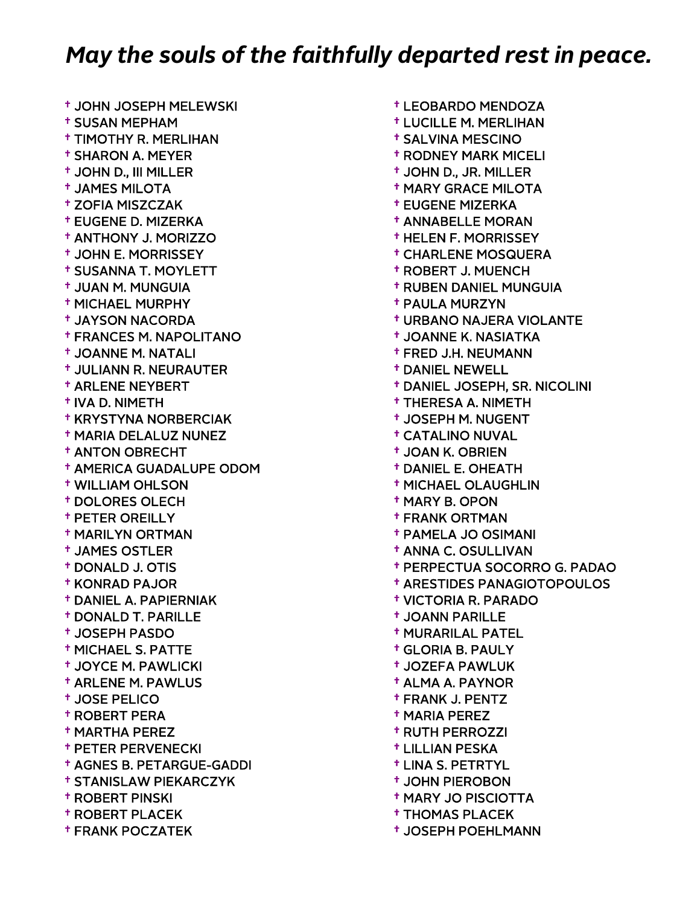## *May the souls of the faithfully departed rest in peace.*

- † JOHN JOSEPH MELEWSKI
- † SUSAN MEPHAM
- † TIMOTHY R. MERLIHAN
- † SHARON A. MEYER
- † JOHN D., III MILLER
- † JAMES MILOTA
- † ZOFIA MISZCZAK
- † EUGENE D. MIZERKA
- † ANTHONY J. MORIZZO
- † JOHN E. MORRISSEY
- † SUSANNA T. MOYLETT
- † JUAN M. MUNGUIA
- † MICHAEL MURPHY
- † JAYSON NACORDA
- † FRANCES M. NAPOLITANO
- † JOANNE M. NATALI
- † JULIANN R. NEURAUTER
- † ARLENE NEYBERT
- † IVA D. NIMETH
- † KRYSTYNA NORBERCIAK
- † MARIA DELALUZ NUNEZ
- † ANTON OBRECHT
- † AMERICA GUADALUPE ODOM
- † WILLIAM OHLSON
- † DOLORES OLECH
- † PETER OREILLY
- † MARILYN ORTMAN
- † JAMES OSTLER
- † DONALD J. OTIS
- † KONRAD PAJOR
- † DANIEL A. PAPIERNIAK
- † DONALD T. PARILLE
- † JOSEPH PASDO
- † MICHAEL S. PATTE
- † JOYCE M. PAWLICKI
- † ARLENE M. PAWLUS
- † JOSE PELICO
- † ROBERT PERA
- † MARTHA PEREZ
- † PETER PERVENECKI
- † AGNES B. PETARGUE-GADDI
- † STANISLAW PIEKARCZYK
- † ROBERT PINSKI
- † ROBERT PLACEK
- † FRANK POCZATEK
- † LEOBARDO MENDOZA
- † LUCILLE M. MERLIHAN
- † SALVINA MESCINO
- † RODNEY MARK MICELI
- † JOHN D., JR. MILLER
- † MARY GRACE MILOTA
- † EUGENE MIZERKA
- † ANNABELLE MORAN
- † HELEN F. MORRISSEY
- † CHARLENE MOSQUERA
- † ROBERT J. MUENCH
- † RUBEN DANIEL MUNGUIA
- † PAULA MURZYN
- † URBANO NAJERA VIOLANTE
- † JOANNE K. NASIATKA
- † FRED J.H. NEUMANN
- † DANIEL NEWELL
- † DANIEL JOSEPH, SR. NICOLINI
- † THERESA A. NIMETH
- † JOSEPH M. NUGENT
- † CATALINO NUVAL
- † JOAN K. OBRIEN
- † DANIEL E. OHEATH
- † MICHAEL OLAUGHLIN
- † MARY B. OPON
- † FRANK ORTMAN
- † PAMELA JO OSIMANI
- † ANNA C. OSULLIVAN
- † PERPECTUA SOCORRO G. PADAO
- † ARESTIDES PANAGIOTOPOULOS
- † VICTORIA R. PARADO
- † JOANN PARILLE
- † MURARILAL PATEL
- † GLORIA B. PAULY
- † JOZEFA PAWLUK
- † ALMA A. PAYNOR
- † FRANK J. PENTZ
- † MARIA PEREZ
- † RUTH PERROZZI
- † LILLIAN PESKA
- † LINA S. PETRTYL
- † JOHN PIEROBON
- † MARY JO PISCIOTTA
- † THOMAS PLACEK
- † JOSEPH POEHLMANN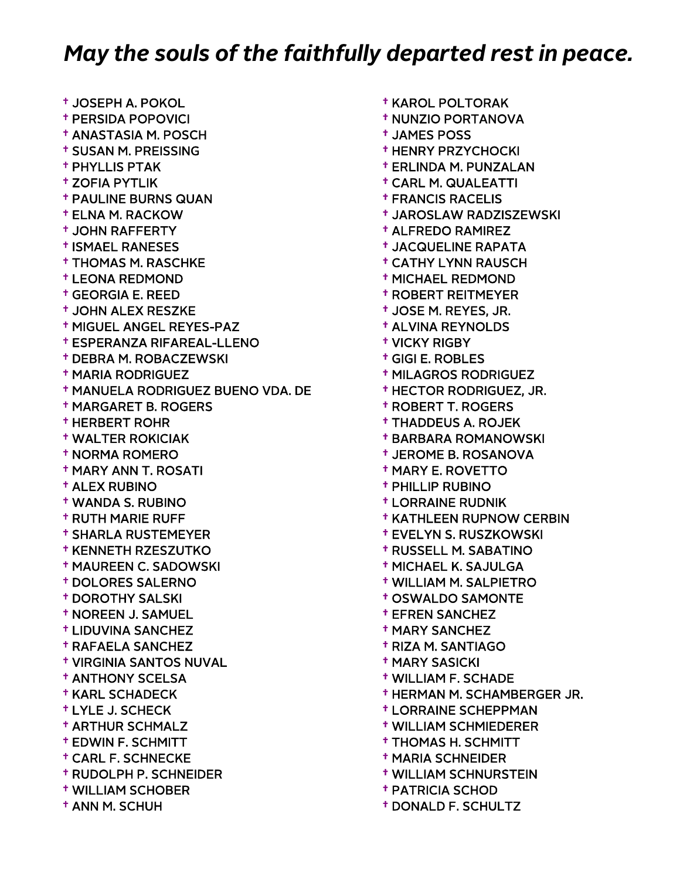## *May the souls of the faithfully departed rest in peace.*

† JOSEPH A. POKOL
† PERSIDA POPOVICI
† ANASTASIA M. POSCH
† SUSAN M. PREISSING
† PHYLLIS PTAK
† ZOFIA PYTLIK
† PAULINE BURNS QUAN
† ELNA M. RACKOW
† JOHN RAFFERTY
† ISMAEL RANESES
† THOMAS M. RASCHKE
† LEONA REDMOND
† GEORGIA E. REED
† JOHN ALEX RESZKE
† MIGUEL ANGEL REYES-PAZ
† ESPERANZA RIFAREAL-LLENO
† DEBRA M. ROBACZEWSKI
† MARIA RODRIGUEZ
† MANUELA RODRIGUEZ BUENO VDA. DE
† MARGARET B. ROGERS
† HERBERT ROHR
† WALTER ROKICIAK
† NORMA ROMERO
† MARY ANN T. ROSATI
† ALEX RUBINO
† WANDA S. RUBINO
† RUTH MARIE RUFF
† SHARLA RUSTEMEYER
† KENNETH RZESZUTKO
† MAUREEN C. SADOWSKI
† DOLORES SALERNO
† DOROTHY SALSKI
† NOREEN J. SAMUEL
† LIDUVINA SANCHEZ
† RAFAELA SANCHEZ
† VIRGINIA SANTOS NUVAL
† ANTHONY SCELSA
† KARL SCHADECK
† LYLE J. SCHECK
† ARTHUR SCHMALZ
† EDWIN F. SCHMITT
† CARL F. SCHNECKE
† RUDOLPH P. SCHNEIDER
† WILLIAM SCHOBER
† ANN M. SCHUH
† KAROL POLTORAK
† NUNZIO PORTANOVA
† JAMES POSS
† HENRY PRZYCHOCKI
† ERLINDA M. PUNZALAN
† CARL M. QUALEATTI
† FRANCIS RACELIS
† JAROSLAW RADZISZEWSKI
† ALFREDO RAMIREZ
† JACQUELINE RAPATA
† CATHY LYNN RAUSCH
† MICHAEL REDMOND
† ROBERT REITMEYER
† JOSE M. REYES, JR.
† ALVINA REYNOLDS
† VICKY RIGBY
† GIGI E. ROBLES
† MILAGROS RODRIGUEZ
† HECTOR RODRIGUEZ, JR.
† ROBERT T. ROGERS
† THADDEUS A. ROJEK
† BARBARA ROMANOWSKI
† JEROME B. ROSANOVA
† MARY E. ROVETTO
† PHILLIP RUBINO
† LORRAINE RUDNIK
† KATHLEEN RUPNOW CERBIN
† EVELYN S. RUSZKOWSKI
† RUSSELL M. SABATINO
† MICHAEL K. SAJULGA
† WILLIAM M. SALPIETRO
† OSWALDO SAMONTE
† EFREN SANCHEZ
† MARY SANCHEZ
† RIZA M. SANTIAGO
† MARY SASICKI
† WILLIAM F. SCHADE
† HERMAN M. SCHAMBERGER JR.
† LORRAINE SCHEPPMAN
† WILLIAM SCHMIEDERER
† THOMAS H. SCHMITT
† MARIA SCHNEIDER
† WILLIAM SCHNURSTEIN
† PATRICIA SCHOD
† DONALD F. SCHULTZ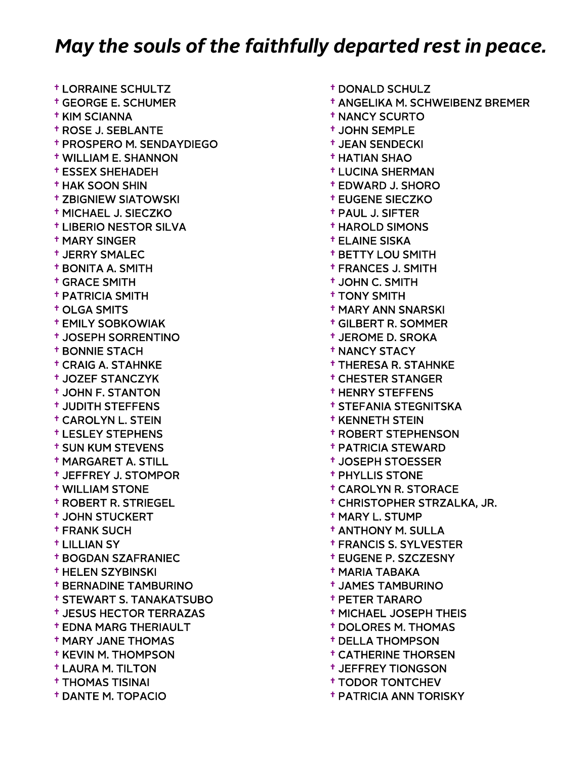# *May the souls of the faithfully departed rest in peace.*

- † LORRAINE SCHULTZ
- † GEORGE E. SCHUMER
- † KIM SCIANNA
- † ROSE J. SEBLANTE
- † PROSPERO M. SENDAYDIEGO
- † WILLIAM E. SHANNON
- † ESSEX SHEHADEH
- † HAK SOON SHIN
- † ZBIGNIEW SIATOWSKI
- † MICHAEL J. SIECZKO
- † LIBERIO NESTOR SILVA
- † MARY SINGER
- † JERRY SMALEC
- † BONITA A. SMITH
- † GRACE SMITH
- † PATRICIA SMITH
- † OLGA SMITS
- † EMILY SOBKOWIAK
- † JOSEPH SORRENTINO
- † BONNIE STACH
- † CRAIG A. STAHNKE
- † JOZEF STANCZYK
- † JOHN F. STANTON
- † JUDITH STEFFENS
- † CAROLYN L. STEIN
- † LESLEY STEPHENS
- † SUN KUM STEVENS
- † MARGARET A. STILL
- † JEFFREY J. STOMPOR
- † WILLIAM STONE
- † ROBERT R. STRIEGEL
- † JOHN STUCKERT
- † FRANK SUCH
- † LILLIAN SY
- † BOGDAN SZAFRANIEC
- † HELEN SZYBINSKI
- † BERNADINE TAMBURINO
- † STEWART S. TANAKATSUBO
- † JESUS HECTOR TERRAZAS
- † EDNA MARG THERIAULT
- † MARY JANE THOMAS
- † KEVIN M. THOMPSON
- † LAURA M. TILTON
- † THOMAS TISINAI
- † DANTE M. TOPACIO
- † DONALD SCHULZ
- † ANGELIKA M. SCHWEIBENZ BREMER
- † NANCY SCURTO
- † JOHN SEMPLE
- † JEAN SENDECKI
- † HATIAN SHAO
- † LUCINA SHERMAN
- † EDWARD J. SHORO
- † EUGENE SIECZKO
- † PAUL J. SIFTER
- † HAROLD SIMONS
- † ELAINE SISKA
- † BETTY LOU SMITH
- † FRANCES J. SMITH
- † JOHN C. SMITH
- † TONY SMITH
- † MARY ANN SNARSKI
- † GILBERT R. SOMMER
- † JEROME D. SROKA
- † NANCY STACY
- † THERESA R. STAHNKE
- † CHESTER STANGER
- † HENRY STEFFENS
- † STEFANIA STEGNITSKA
- † KENNETH STEIN
- † ROBERT STEPHENSON
- † PATRICIA STEWARD
- † JOSEPH STOESSER
- † PHYLLIS STONE
- † CAROLYN R. STORACE
- † CHRISTOPHER STRZALKA, JR.
- † MARY L. STUMP
- † ANTHONY M. SULLA
- † FRANCIS S. SYLVESTER
- † EUGENE P. SZCZESNY
- † MARIA TABAKA
- † JAMES TAMBURINO
- † PETER TARARO
- † MICHAEL JOSEPH THEIS
- † DOLORES M. THOMAS
- † DELLA THOMPSON
- † CATHERINE THORSEN
- † JEFFREY TIONGSON
- † TODOR TONTCHEV
- † PATRICIA ANN TORISKY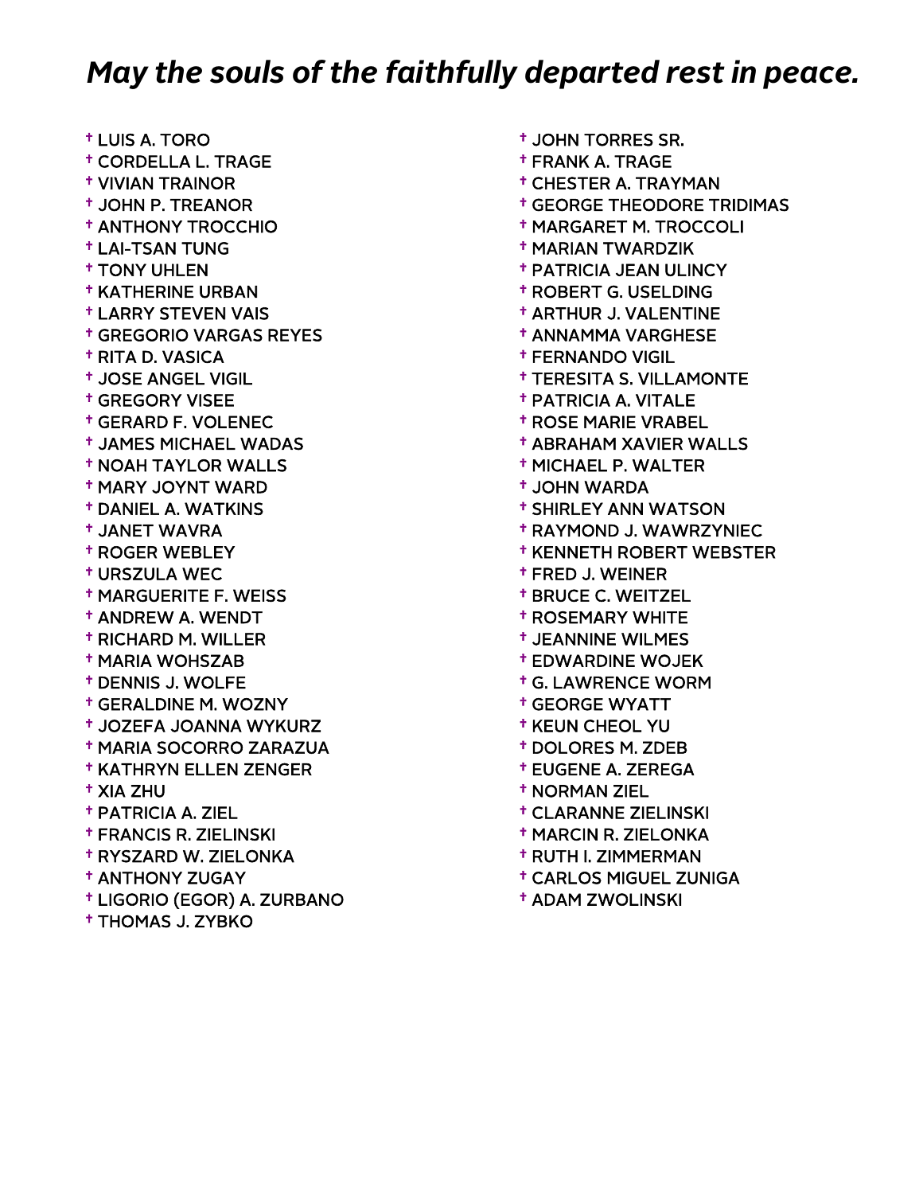*May the souls of the faithfully departed rest in peace.*

- † LUIS A. TORO
- † CORDELLA L. TRAGE
- † VIVIAN TRAINOR
- † JOHN P. TREANOR
- † ANTHONY TROCCHIO
- † LAI-TSAN TUNG
- † TONY UHLEN
- † KATHERINE URBAN
- † LARRY STEVEN VAIS
- † GREGORIO VARGAS REYES
- † RITA D. VASICA
- † JOSE ANGEL VIGIL
- † GREGORY VISEE
- † GERARD F. VOLENEC
- † JAMES MICHAEL WADAS
- † NOAH TAYLOR WALLS
- † MARY JOYNT WARD
- † DANIEL A. WATKINS
- † JANET WAVRA
- † ROGER WEBLEY
- † URSZULA WEC
- † MARGUERITE F. WEISS
- † ANDREW A. WENDT
- † RICHARD M. WILLER
- † MARIA WOHSZAB
- † DENNIS J. WOLFE
- † GERALDINE M. WOZNY
- † JOZEFA JOANNA WYKURZ
- † MARIA SOCORRO ZARAZUA
- † KATHRYN ELLEN ZENGER
- † XIA ZHU
- † PATRICIA A. ZIEL
- † FRANCIS R. ZIELINSKI
- † RYSZARD W. ZIELONKA
- † ANTHONY ZUGAY
- † LIGORIO (EGOR) A. ZURBANO
- † THOMAS J. ZYBKO
- † JOHN TORRES SR.
- † FRANK A. TRAGE
- † CHESTER A. TRAYMAN
- † GEORGE THEODORE TRIDIMAS
- † MARGARET M. TROCCOLI
- † MARIAN TWARDZIK
- † PATRICIA JEAN ULINCY
- † ROBERT G. USELDING
- † ARTHUR J. VALENTINE
- † ANNAMMA VARGHESE
- † FERNANDO VIGIL
- † TERESITA S. VILLAMONTE
- † PATRICIA A. VITALE
- † ROSE MARIE VRABEL
- † ABRAHAM XAVIER WALLS
- † MICHAEL P. WALTER
- † JOHN WARDA
- † SHIRLEY ANN WATSON
- † RAYMOND J. WAWRZYNIEC
- † KENNETH ROBERT WEBSTER
- † FRED J. WEINER
- † BRUCE C. WEITZEL
- † ROSEMARY WHITE
- † JEANNINE WILMES
- † EDWARDINE WOJEK
- † G. LAWRENCE WORM
- † GEORGE WYATT
- † KEUN CHEOL YU
- † DOLORES M. ZDEB
- † EUGENE A. ZEREGA
- † NORMAN ZIEL
- † CLARANNE ZIELINSKI
- † MARCIN R. ZIELONKA
- † RUTH I. ZIMMERMAN
- † CARLOS MIGUEL ZUNIGA
- † ADAM ZWOLINSKI